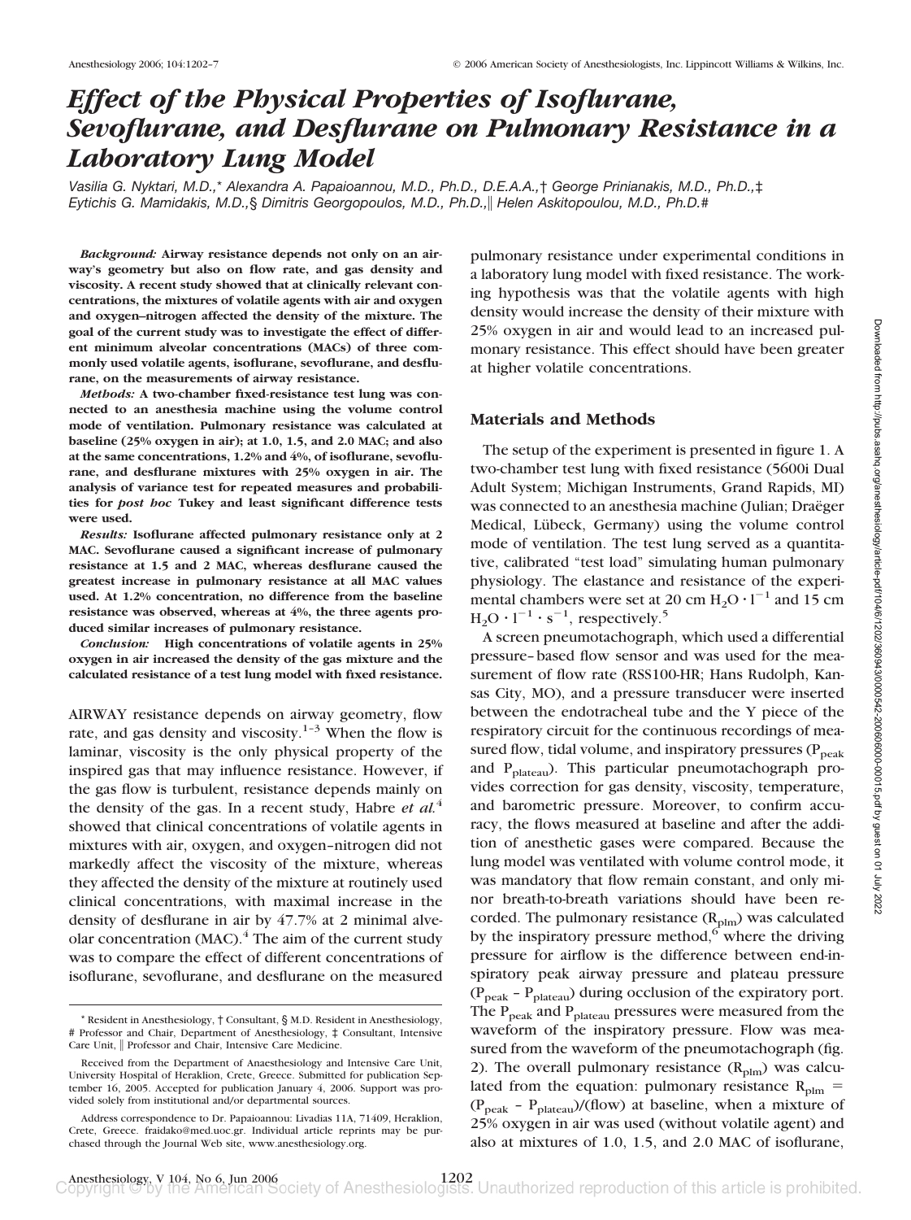# Effect of the Physical Properties of Isoflurane, Sevoflurane, and Desflurane on Pulmonary Resistance in a Laboratory Lung Model

*Vasilia G. Nyktari, M.D.,\* Alexandra A. Papaioannou, M.D., Ph.D., D.E.A.A.,† George Prinianakis, M.D., Ph.D.,‡ Eytichis G. Mamidakis, M.D.,§ Dimitris Georgopoulos, M.D., Ph.D.,‖ Helen Askitopoulou, M.D., Ph.D.#*

***Background:*** **Airway resistance depends not only on an airway's geometry but also on flow rate, and gas density and viscosity. A recent study showed that at clinically relevant concentrations, the mixtures of volatile agents with air and oxygen and oxygen–nitrogen affected the density of the mixture. The goal of the current study was to investigate the effect of different minimum alveolar concentrations (MACs) of three commonly used volatile agents, isoflurane, sevoflurane, and desflurane, on the measurements of airway resistance.**

***Methods:*** **A two-chamber fixed-resistance test lung was connected to an anesthesia machine using the volume control mode of ventilation. Pulmonary resistance was calculated at baseline (25% oxygen in air); at 1.0, 1.5, and 2.0 MAC; and also at the same concentrations, 1.2% and 4%, of isoflurane, sevoflurane, and desflurane mixtures with 25% oxygen in air. The analysis of variance test for repeated measures and probabilities for *post hoc* Tukey and least significant difference tests were used.**

***Results:*** **Isoflurane affected pulmonary resistance only at 2 MAC. Sevoflurane caused a significant increase of pulmonary resistance at 1.5 and 2 MAC, whereas desflurane caused the greatest increase in pulmonary resistance at all MAC values used. At 1.2% concentration, no difference from the baseline resistance was observed, whereas at 4%, the three agents produced similar increases of pulmonary resistance.**

***Conclusion:*** **High concentrations of volatile agents in 25% oxygen in air increased the density of the gas mixture and the calculated resistance of a test lung model with fixed resistance.**

AIRWAY resistance depends on airway geometry, flow rate, and gas density and viscosity.[1–3] When the flow is laminar, viscosity is the only physical property of the inspired gas that may influence resistance. However, if the gas flow is turbulent, resistance depends mainly on the density of the gas. In a recent study, Habre *et al.*[4] showed that clinical concentrations of volatile agents in mixtures with air, oxygen, and oxygen–nitrogen did not markedly affect the viscosity of the mixture, whereas they affected the density of the mixture at routinely used clinical concentrations, with maximal increase in the density of desflurane in air by 47.7% at 2 minimal alveolar concentration (MAC).[4] The aim of the current study was to compare the effect of different concentrations of isoflurane, sevoflurane, and desflurane on the measured pulmonary resistance under experimental conditions in a laboratory lung model with fixed resistance. The working hypothesis was that the volatile agents with high density would increase the density of their mixture with 25% oxygen in air and would lead to an increased pulmonary resistance. This effect should have been greater at higher volatile concentrations.

## Materials and Methods

The setup of the experiment is presented in figure 1. A two-chamber test lung with fixed resistance (5600i Dual Adult System; Michigan Instruments, Grand Rapids, MI) was connected to an anesthesia machine (Julian; Draëger Medical, Lübeck, Germany) using the volume control mode of ventilation. The test lung served as a quantitative, calibrated "test load" simulating human pulmonary physiology. The elastance and resistance of the experimental chambers were set at 20 cm $H_2O \cdot l^{-1}$ and 15 cm $H_2O \cdot l^{-1} \cdot s^{-1}$, respectively.[5]

A screen pneumotachograph, which used a differential pressure–based flow sensor and was used for the measurement of flow rate (RSS100-HR; Hans Rudolph, Kansas City, MO), and a pressure transducer were inserted between the endotracheal tube and the Y piece of the respiratory circuit for the continuous recordings of measured flow, tidal volume, and inspiratory pressures ($P_{peak}$ and $P_{plateau}$). This particular pneumotachograph provides correction for gas density, viscosity, temperature, and barometric pressure. Moreover, to confirm accuracy, the flows measured at baseline and after the addition of anesthetic gases were compared. Because the lung model was ventilated with volume control mode, it was mandatory that flow remain constant, and only minor breath-to-breath variations should have been recorded. The pulmonary resistance ($R_{plm}$) was calculated by the inspiratory pressure method,[6] where the driving pressure for airflow is the difference between end-inspiratory peak airway pressure and plateau pressure ($P_{peak} - P_{plateau}$) during occlusion of the expiratory port. The $P_{peak}$ and $P_{plateau}$ pressures were measured from the waveform of the inspiratory pressure. Flow was measured from the waveform of the pneumotachograph (fig. 2). The overall pulmonary resistance ($R_{plm}$) was calculated from the equation: pulmonary resistance $R_{plm} = (P_{peak} - P_{plateau})/(\text{flow})$ at baseline, when a mixture of 25% oxygen in air was used (without volatile agent) and also at mixtures of 1.0, 1.5, and 2.0 MAC of isoflurane,

---

\* Resident in Anesthesiology, † Consultant, § M.D. Resident in Anesthesiology, # Professor and Chair, Department of Anesthesiology, ‡ Consultant, Intensive Care Unit, ‖ Professor and Chair, Intensive Care Medicine.

Received from the Department of Anaesthesiology and Intensive Care Unit, University Hospital of Heraklion, Crete, Greece. Submitted for publication September 16, 2005. Accepted for publication January 4, 2006. Support was provided solely from institutional and/or departmental sources.

Address correspondence to Dr. Papaioannou: Livadias 11A, 71409, Heraklion, Crete, Greece. fraidako@med.uoc.gr. Individual article reprints may be purchased through the Journal Web site, www.anesthesiology.org.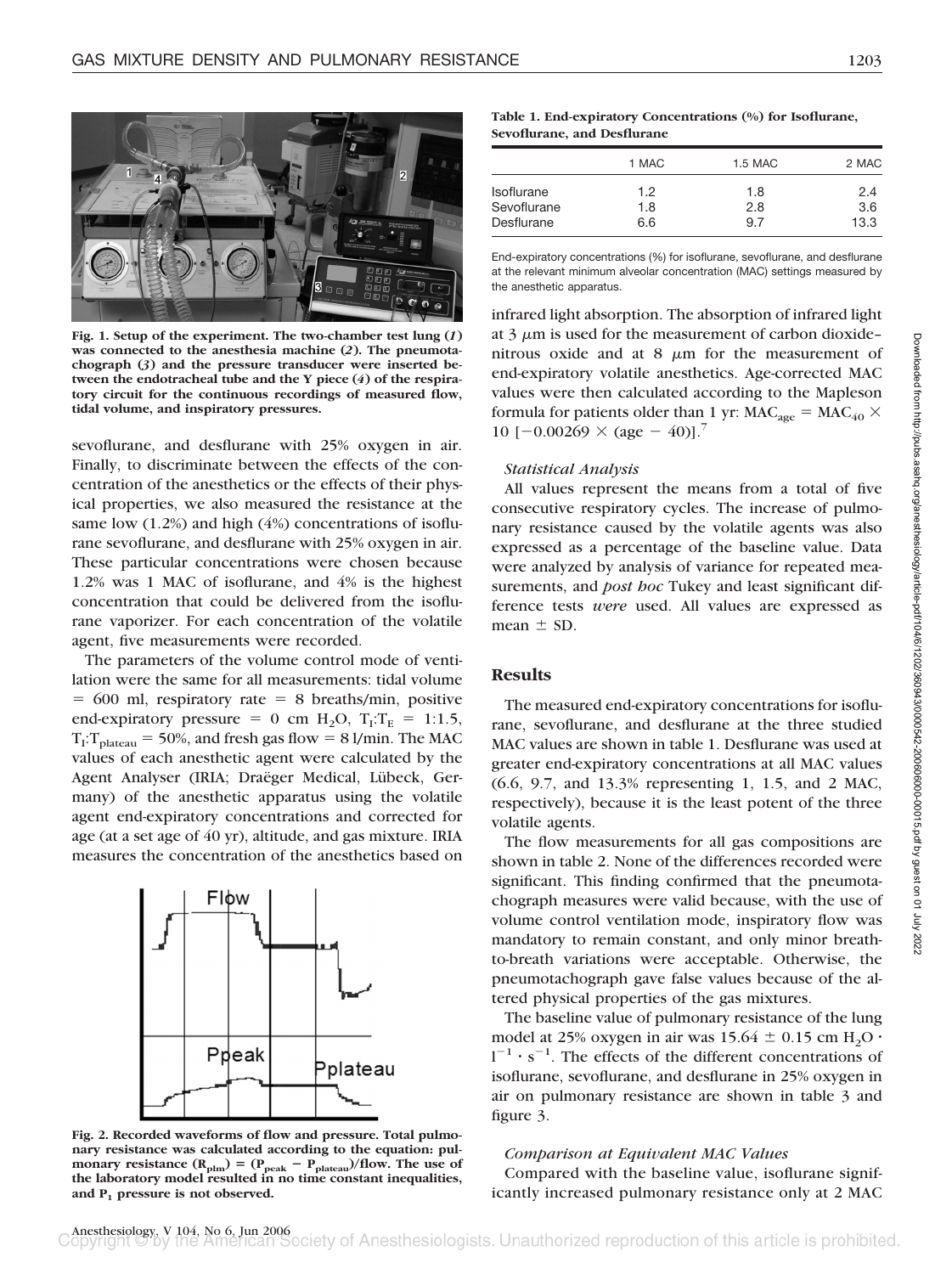Fig. 1. Setup of the experiment. The two-chamber test lung (*1*) was connected to the anesthesia machine (*2*). The pneumotachograph (*3*) and the pressure transducer were inserted between the endotracheal tube and the Y piece (*4*) of the respiratory circuit for the continuous recordings of measured flow, tidal volume, and inspiratory pressures.

sevoflurane, and desflurane with 25% oxygen in air. Finally, to discriminate between the effects of the concentration of the anesthetics or the effects of their physical properties, we also measured the resistance at the same low (1.2%) and high (4%) concentrations of isoflurane sevoflurane, and desflurane with 25% oxygen in air. These particular concentrations were chosen because 1.2% was 1 MAC of isoflurane, and 4% is the highest concentration that could be delivered from the isoflurane vaporizer. For each concentration of the volatile agent, five measurements were recorded.

The parameters of the volume control mode of ventilation were the same for all measurements: tidal volume = 600 ml, respiratory rate = 8 breaths/min, positive end-expiratory pressure = 0 cm $H_2O$, $T_I$:$T_E$ = 1:1.5, $T_I$:$T_{plateau}$ = 50%, and fresh gas flow = 8 l/min. The MAC values of each anesthetic agent were calculated by the Agent Analyser (IRIA; Draëger Medical, Lübeck, Germany) of the anesthetic apparatus using the volatile agent end-expiratory concentrations and corrected for age (at a set age of 40 yr), altitude, and gas mixture. IRIA measures the concentration of the anesthetics based on

Fig. 2. Recorded waveforms of flow and pressure. Total pulmonary resistance was calculated according to the equation: pulmonary resistance ($R_{plm}$) = ($P_{peak}$ − $P_{plateau}$)/flow. The use of the laboratory model resulted in no time constant inequalities, and $P_1$ pressure is not observed.

**Table 1. End-expiratory Concentrations (%) for Isoflurane, Sevoflurane, and Desflurane**

| | 1 MAC | 1.5 MAC | 2 MAC |
|---|---|---|---|
| Isoflurane | 1.2 | 1.8 | 2.4 |
| Sevoflurane | 1.8 | 2.8 | 3.6 |
| Desflurane | 6.6 | 9.7 | 13.3 |

End-expiratory concentrations (%) for isoflurane, sevoflurane, and desflurane at the relevant minimum alveolar concentration (MAC) settings measured by the anesthetic apparatus.

infrared light absorption. The absorption of infrared light at 3 $\mu$m is used for the measurement of carbon dioxide–nitrous oxide and at 8 $\mu$m for the measurement of end-expiratory volatile anesthetics. Age-corrected MAC values were then calculated according to the Mapleson formula for patients older than 1 yr: $MAC_{age} = MAC_{40} \times 10\ [-0.00269 \times (age - 40)]$.[7]

### *Statistical Analysis*

All values represent the means from a total of five consecutive respiratory cycles. The increase of pulmonary resistance caused by the volatile agents was also expressed as a percentage of the baseline value. Data were analyzed by analysis of variance for repeated measurements, and *post hoc* Tukey and least significant difference tests *were* used. All values are expressed as mean ± SD.

## Results

The measured end-expiratory concentrations for isoflurane, sevoflurane, and desflurane at the three studied MAC values are shown in table 1. Desflurane was used at greater end-expiratory concentrations at all MAC values (6.6, 9.7, and 13.3% representing 1, 1.5, and 2 MAC, respectively), because it is the least potent of the three volatile agents.

The flow measurements for all gas compositions are shown in table 2. None of the differences recorded were significant. This finding confirmed that the pneumotachograph measures were valid because, with the use of volume control ventilation mode, inspiratory flow was mandatory to remain constant, and only minor breath-to-breath variations were acceptable. Otherwise, the pneumotachograph gave false values because of the altered physical properties of the gas mixtures.

The baseline value of pulmonary resistance of the lung model at 25% oxygen in air was 15.64 ± 0.15 cm $H_2O \cdot l^{-1} \cdot s^{-1}$. The effects of the different concentrations of isoflurane, sevoflurane, and desflurane in 25% oxygen in air on pulmonary resistance are shown in table 3 and figure 3.

### *Comparison at Equivalent MAC Values*

Compared with the baseline value, isoflurane significantly increased pulmonary resistance only at 2 MAC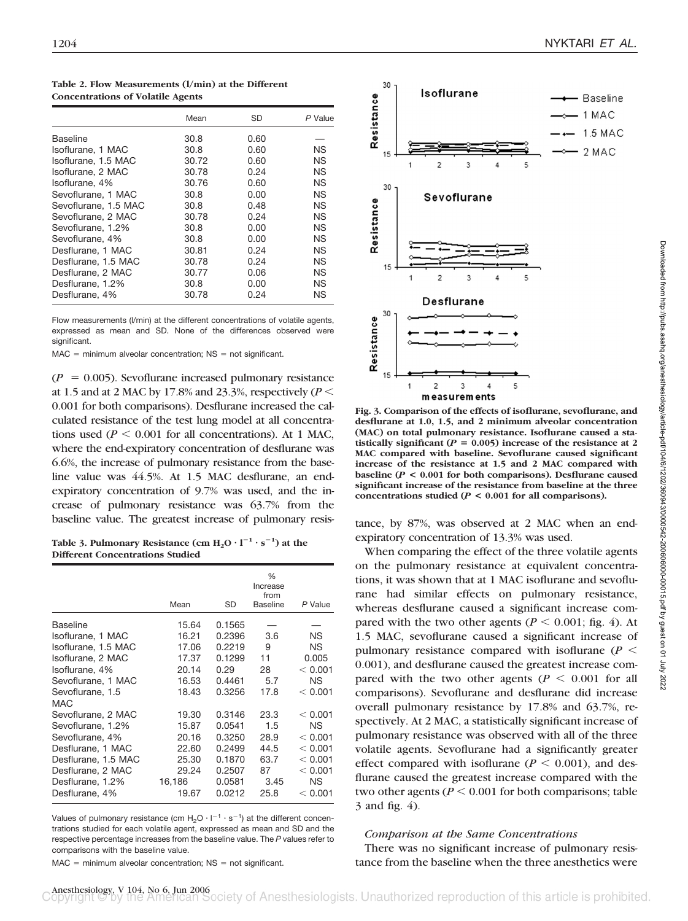**Table 2. Flow Measurements (l/min) at the Different Concentrations of Volatile Agents**

| | Mean | SD | *P* Value |
|---|---|---|---|
| Baseline | 30.8 | 0.60 | — |
| Isoflurane, 1 MAC | 30.8 | 0.60 | NS |
| Isoflurane, 1.5 MAC | 30.72 | 0.60 | NS |
| Isoflurane, 2 MAC | 30.78 | 0.24 | NS |
| Isoflurane, 4% | 30.76 | 0.60 | NS |
| Sevoflurane, 1 MAC | 30.8 | 0.00 | NS |
| Sevoflurane, 1.5 MAC | 30.8 | 0.48 | NS |
| Sevoflurane, 2 MAC | 30.78 | 0.24 | NS |
| Sevoflurane, 1.2% | 30.8 | 0.00 | NS |
| Sevoflurane, 4% | 30.8 | 0.00 | NS |
| Desflurane, 1 MAC | 30.81 | 0.24 | NS |
| Desflurane, 1.5 MAC | 30.78 | 0.24 | NS |
| Desflurane, 2 MAC | 30.77 | 0.06 | NS |
| Desflurane, 1.2% | 30.8 | 0.00 | NS |
| Desflurane, 4% | 30.78 | 0.24 | NS |

Flow measurements (l/min) at the different concentrations of volatile agents, expressed as mean and SD. None of the differences observed were significant.

MAC = minimum alveolar concentration; NS = not significant.

($P$ = 0.005). Sevoflurane increased pulmonary resistance at 1.5 and at 2 MAC by 17.8% and 23.3%, respectively ($P <$ 0.001 for both comparisons). Desflurane increased the calculated resistance of the test lung model at all concentrations used ($P < 0.001$ for all concentrations). At 1 MAC, where the end-expiratory concentration of desflurane was 6.6%, the increase of pulmonary resistance from the baseline value was 44.5%. At 1.5 MAC desflurane, an end-expiratory concentration of 9.7% was used, and the increase of pulmonary resistance was 63.7% from the baseline value. The greatest increase of pulmonary resistance, by 87%, was observed at 2 MAC when an end-expiratory concentration of 13.3% was used.

**Table 3. Pulmonary Resistance (cm $H_2O \cdot l^{-1} \cdot s^{-1}$) at the Different Concentrations Studied**

| | Mean | SD | % Increase from Baseline | *P* Value |
|---|---|---|---|---|
| Baseline | 15.64 | 0.1565 | — | — |
| Isoflurane, 1 MAC | 16.21 | 0.2396 | 3.6 | NS |
| Isoflurane, 1.5 MAC | 17.06 | 0.2219 | 9 | NS |
| Isoflurane, 2 MAC | 17.37 | 0.1299 | 11 | 0.005 |
| Isoflurane, 4% | 20.14 | 0.29 | 28 | < 0.001 |
| Sevoflurane, 1 MAC | 16.53 | 0.4461 | 5.7 | NS |
| Sevoflurane, 1.5 MAC | 18.43 | 0.3256 | 17.8 | < 0.001 |
| Sevoflurane, 2 MAC | 19.30 | 0.3146 | 23.3 | < 0.001 |
| Sevoflurane, 1.2% | 15.87 | 0.0541 | 1.5 | NS |
| Sevoflurane, 4% | 20.16 | 0.3250 | 28.9 | < 0.001 |
| Desflurane, 1 MAC | 22.60 | 0.2499 | 44.5 | < 0.001 |
| Desflurane, 1.5 MAC | 25.30 | 0.1870 | 63.7 | < 0.001 |
| Desflurane, 2 MAC | 29.24 | 0.2507 | 87 | < 0.001 |
| Desflurane, 1.2% | 16,186 | 0.0581 | 3.45 | NS |
| Desflurane, 4% | 19.67 | 0.0212 | 25.8 | < 0.001 |

Values of pulmonary resistance (cm $H_2O \cdot l^{-1} \cdot s^{-1}$) at the different concentrations studied for each volatile agent, expressed as mean and SD and the respective percentage increases from the baseline value. The *P* values refer to comparisons with the baseline value.

MAC = minimum alveolar concentration; NS = not significant.

**Fig. 3. Comparison of the effects of isoflurane, sevoflurane, and desflurane at 1.0, 1.5, and 2 minimum alveolar concentration (MAC) on total pulmonary resistance. Isoflurane caused a statistically significant ($P = 0.005$) increase of the resistance at 2 MAC compared with baseline. Sevoflurane caused significant increase of the resistance at 1.5 and 2 MAC compared with baseline ($P < 0.001$ for both comparisons). Desflurane caused significant increase of the resistance from baseline at the three concentrations studied ($P < 0.001$ for all comparisons).**

When comparing the effect of the three volatile agents on the pulmonary resistance at equivalent concentrations, it was shown that at 1 MAC isoflurane and sevoflurane had similar effects on pulmonary resistance, whereas desflurane caused a significant increase compared with the two other agents ($P < 0.001$; fig. 4). At 1.5 MAC, sevoflurane caused a significant increase of pulmonary resistance compared with isoflurane ($P <$ 0.001), and desflurane caused the greatest increase compared with the two other agents ($P < 0.001$ for all comparisons). Sevoflurane and desflurane did increase overall pulmonary resistance by 17.8% and 63.7%, respectively. At 2 MAC, a statistically significant increase of pulmonary resistance was observed with all of the three volatile agents. Sevoflurane had a significantly greater effect compared with isoflurane ($P < 0.001$), and desflurane caused the greatest increase compared with the two other agents ($P < 0.001$ for both comparisons; table 3 and fig. 4).

### *Comparison at the Same Concentrations*

There was no significant increase of pulmonary resistance from the baseline when the three anesthetics were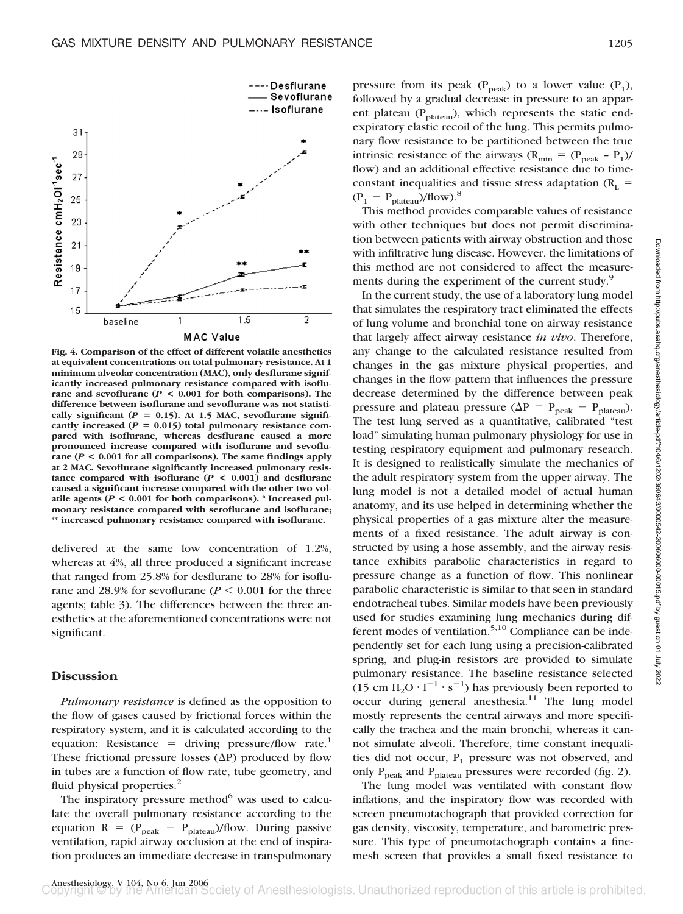Fig. 4. Comparison of the effect of different volatile anesthetics at equivalent concentrations on total pulmonary resistance. At 1 minimum alveolar concentration (MAC), only desflurane significantly increased pulmonary resistance compared with isoflurane and sevoflurane ($P < 0.001$ for both comparisons). The difference between isoflurane and sevoflurane was not statistically significant ($P = 0.15$). At 1.5 MAC, sevoflurane significantly increased ($P = 0.015$) total pulmonary resistance compared with isoflurane, whereas desflurane caused a more pronounced increase compared with isoflurane and sevoflurane ($P < 0.001$ for all comparisons). The same findings apply at 2 MAC. Sevoflurane significantly increased pulmonary resistance compared with isoflurane ($P < 0.001$) and desflurane caused a significant increase compared with the other two volatile agents ($P < 0.001$ for both comparisons). * Increased pulmonary resistance compared with seroflurane and isoflurane; ** increased pulmonary resistance compared with isoflurane.

delivered at the same low concentration of 1.2%, whereas at 4%, all three produced a significant increase that ranged from 25.8% for desflurane to 28% for isoflurane and 28.9% for sevoflurane ($P < 0.001$ for the three agents; table 3). The differences between the three anesthetics at the aforementioned concentrations were not significant.

## Discussion

*Pulmonary resistance* is defined as the opposition to the flow of gases caused by frictional forces within the respiratory system, and it is calculated according to the equation: Resistance = driving pressure/flow rate.[1] These frictional pressure losses ($\Delta P$) produced by flow in tubes are a function of flow rate, tube geometry, and fluid physical properties.[2]

The inspiratory pressure method[6] was used to calculate the overall pulmonary resistance according to the equation $R = (P_{peak} - P_{plateau})/\text{flow}$. During passive ventilation, rapid airway occlusion at the end of inspiration produces an immediate decrease in transpulmonary pressure from its peak ($P_{peak}$) to a lower value ($P_1$), followed by a gradual decrease in pressure to an apparent plateau ($P_{plateau}$), which represents the static end-expiratory elastic recoil of the lung. This permits pulmonary flow resistance to be partitioned between the true intrinsic resistance of the airways ($R_{min} = (P_{peak} - P_1)/\text{flow}$) and an additional effective resistance due to time-constant inequalities and tissue stress adaptation ($R_L = (P_1 - P_{plateau})/\text{flow}$).[8]

This method provides comparable values of resistance with other techniques but does not permit discrimination between patients with airway obstruction and those with infiltrative lung disease. However, the limitations of this method are not considered to affect the measurements during the experiment of the current study.[9]

In the current study, the use of a laboratory lung model that simulates the respiratory tract eliminated the effects of lung volume and bronchial tone on airway resistance that largely affect airway resistance *in vivo*. Therefore, any change to the calculated resistance resulted from changes in the gas mixture physical properties, and changes in the flow pattern that influences the pressure decrease determined by the difference between peak pressure and plateau pressure ($\Delta P = P_{peak} - P_{plateau}$). The test lung served as a quantitative, calibrated "test load" simulating human pulmonary physiology for use in testing respiratory equipment and pulmonary research. It is designed to realistically simulate the mechanics of the adult respiratory system from the upper airway. The lung model is not a detailed model of actual human anatomy, and its use helped in determining whether the physical properties of a gas mixture alter the measurements of a fixed resistance. The adult airway is constructed by using a hose assembly, and the airway resistance exhibits parabolic characteristics in regard to pressure change as a function of flow. This nonlinear parabolic characteristic is similar to that seen in standard endotracheal tubes. Similar models have been previously used for studies examining lung mechanics during different modes of ventilation.[5,10] Compliance can be independently set for each lung using a precision-calibrated spring, and plug-in resistors are provided to simulate pulmonary resistance. The baseline resistance selected ($15 \text{ cm } H_2O \cdot l^{-1} \cdot s^{-1}$) has previously been reported to occur during general anesthesia.[11] The lung model mostly represents the central airways and more specifically the trachea and the main bronchi, whereas it cannot simulate alveoli. Therefore, time constant inequalities did not occur, $P_1$ pressure was not observed, and only $P_{peak}$ and $P_{plateau}$ pressures were recorded (fig. 2).

The lung model was ventilated with constant flow inflations, and the inspiratory flow was recorded with screen pneumotachograph that provided correction for gas density, viscosity, temperature, and barometric pressure. This type of pneumotachograph contains a fine-mesh screen that provides a small fixed resistance to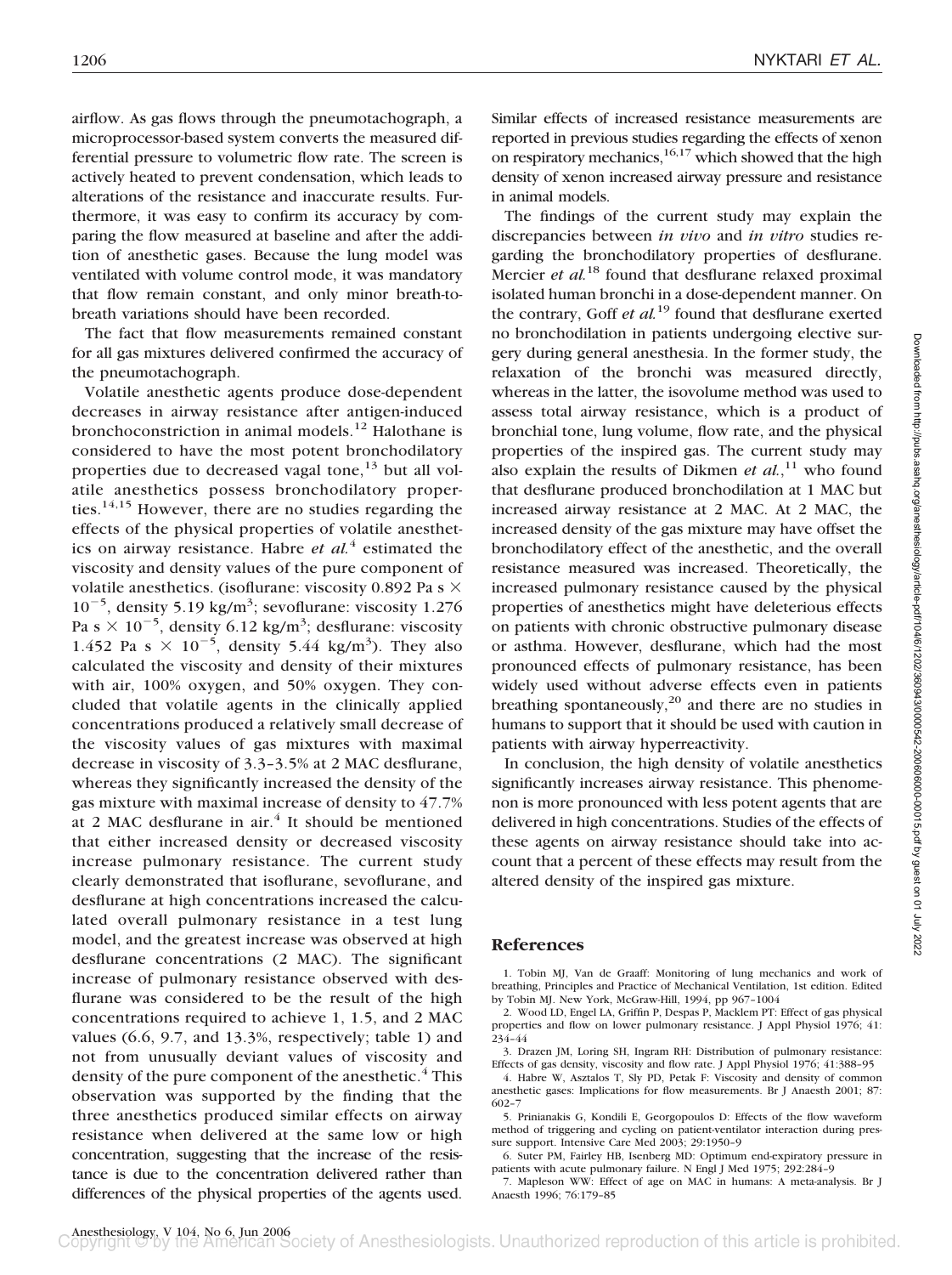airflow. As gas flows through the pneumotachograph, a microprocessor-based system converts the measured differential pressure to volumetric flow rate. The screen is actively heated to prevent condensation, which leads to alterations of the resistance and inaccurate results. Furthermore, it was easy to confirm its accuracy by comparing the flow measured at baseline and after the addition of anesthetic gases. Because the lung model was ventilated with volume control mode, it was mandatory that flow remain constant, and only minor breath-to-breath variations should have been recorded.

The fact that flow measurements remained constant for all gas mixtures delivered confirmed the accuracy of the pneumotachograph.

Volatile anesthetic agents produce dose-dependent decreases in airway resistance after antigen-induced bronchoconstriction in animal models.[12] Halothane is considered to have the most potent bronchodilatory properties due to decreased vagal tone,[13] but all volatile anesthetics possess bronchodilatory properties.[14,15] However, there are no studies regarding the effects of the physical properties of volatile anesthetics on airway resistance. Habre *et al.*[4] estimated the viscosity and density values of the pure component of volatile anesthetics. (isoflurane: viscosity 0.892 Pa s $\times$ $10^{-5}$, density 5.19 kg/m$^3$; sevoflurane: viscosity 1.276 Pa s $\times$ $10^{-5}$, density 6.12 kg/m$^3$; desflurane: viscosity 1.452 Pa s $\times$ $10^{-5}$, density 5.44 kg/m$^3$). They also calculated the viscosity and density of their mixtures with air, 100% oxygen, and 50% oxygen. They concluded that volatile agents in the clinically applied concentrations produced a relatively small decrease of the viscosity values of gas mixtures with maximal decrease in viscosity of 3.3–3.5% at 2 MAC desflurane, whereas they significantly increased the density of the gas mixture with maximal increase of density to 47.7% at 2 MAC desflurane in air.[4] It should be mentioned that either increased density or decreased viscosity increase pulmonary resistance. The current study clearly demonstrated that isoflurane, sevoflurane, and desflurane at high concentrations increased the calculated overall pulmonary resistance in a test lung model, and the greatest increase was observed at high desflurane concentrations (2 MAC). The significant increase of pulmonary resistance observed with desflurane was considered to be the result of the high concentrations required to achieve 1, 1.5, and 2 MAC values (6.6, 9.7, and 13.3%, respectively; table 1) and not from unusually deviant values of viscosity and density of the pure component of the anesthetic.[4] This observation was supported by the finding that the three anesthetics produced similar effects on airway resistance when delivered at the same low or high concentration, suggesting that the increase of the resistance is due to the concentration delivered rather than differences of the physical properties of the agents used.

Similar effects of increased resistance measurements are reported in previous studies regarding the effects of xenon on respiratory mechanics,[16,17] which showed that the high density of xenon increased airway pressure and resistance in animal models.

The findings of the current study may explain the discrepancies between *in vivo* and *in vitro* studies regarding the bronchodilatory properties of desflurane. Mercier *et al.*[18] found that desflurane relaxed proximal isolated human bronchi in a dose-dependent manner. On the contrary, Goff *et al.*[19] found that desflurane exerted no bronchodilation in patients undergoing elective surgery during general anesthesia. In the former study, the relaxation of the bronchi was measured directly, whereas in the latter, the isovolume method was used to assess total airway resistance, which is a product of bronchial tone, lung volume, flow rate, and the physical properties of the inspired gas. The current study may also explain the results of Dikmen *et al.*,[11] who found that desflurane produced bronchodilation at 1 MAC but increased airway resistance at 2 MAC. At 2 MAC, the increased density of the gas mixture may have offset the bronchodilatory effect of the anesthetic, and the overall resistance measured was increased. Theoretically, the increased pulmonary resistance caused by the physical properties of anesthetics might have deleterious effects on patients with chronic obstructive pulmonary disease or asthma. However, desflurane, which had the most pronounced effects of pulmonary resistance, has been widely used without adverse effects even in patients breathing spontaneously,[20] and there are no studies in humans to support that it should be used with caution in patients with airway hyperreactivity.

In conclusion, the high density of volatile anesthetics significantly increases airway resistance. This phenomenon is more pronounced with less potent agents that are delivered in high concentrations. Studies of the effects of these agents on airway resistance should take into account that a percent of these effects may result from the altered density of the inspired gas mixture.

## References

1. Tobin MJ, Van de Graaff: Monitoring of lung mechanics and work of breathing, Principles and Practice of Mechanical Ventilation, 1st edition. Edited by Tobin MJ. New York, McGraw-Hill, 1994, pp 967–1004
2. Wood LD, Engel LA, Griffin P, Despas P, Macklem PT: Effect of gas physical properties and flow on lower pulmonary resistance. J Appl Physiol 1976; 41: 234–44
3. Drazen JM, Loring SH, Ingram RH: Distribution of pulmonary resistance: Effects of gas density, viscosity and flow rate. J Appl Physiol 1976; 41:388–95
4. Habre W, Asztalos T, Sly PD, Petak F: Viscosity and density of common anesthetic gases: Implications for flow measurements. Br J Anaesth 2001; 87: 602–7
5. Prinianakis G, Kondili E, Georgopoulos D: Effects of the flow waveform method of triggering and cycling on patient-ventilator interaction during pressure support. Intensive Care Med 2003; 29:1950–9
6. Suter PM, Fairley HB, Isenberg MD: Optimum end-expiratory pressure in patients with acute pulmonary failure. N Engl J Med 1975; 292:284–9
7. Mapleson WW: Effect of age on MAC in humans: A meta-analysis. Br J Anaesth 1996; 76:179–85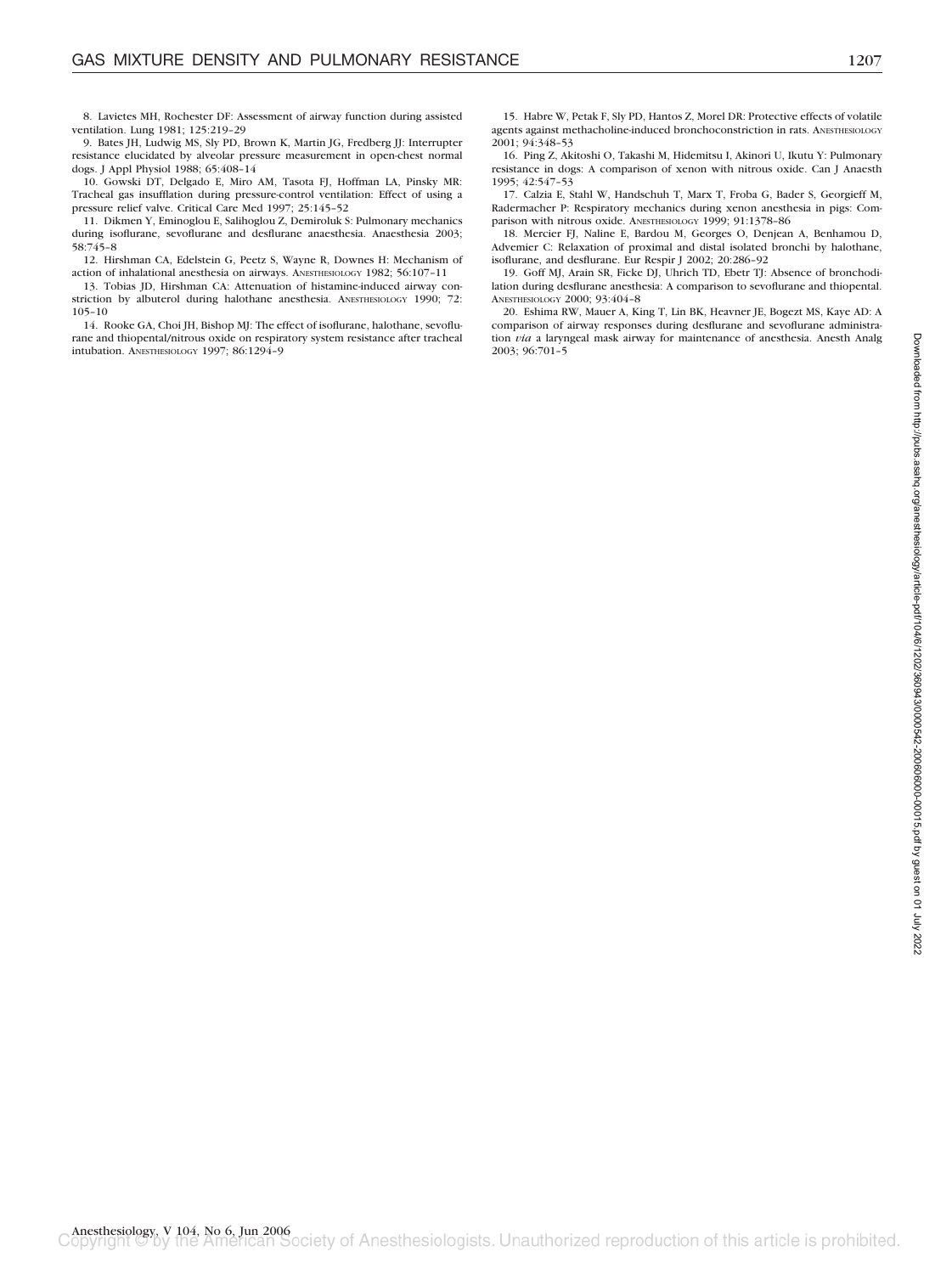8. Lavietes MH, Rochester DF: Assessment of airway function during assisted ventilation. Lung 1981; 125:219–29

9. Bates JH, Ludwig MS, Sly PD, Brown K, Martin JG, Fredberg JJ: Interrupter resistance elucidated by alveolar pressure measurement in open-chest normal dogs. J Appl Physiol 1988; 65:408–14

10. Gowski DT, Delgado E, Miro AM, Tasota FJ, Hoffman LA, Pinsky MR: Tracheal gas insufflation during pressure-control ventilation: Effect of using a pressure relief valve. Critical Care Med 1997; 25:145–52

11. Dikmen Y, Eminoglou E, Salihoglou Z, Demiroluk S: Pulmonary mechanics during isoflurane, sevoflurane and desflurane anaesthesia. Anaesthesia 2003; 58:745–8

12. Hirshman CA, Edelstein G, Peetz S, Wayne R, Downes H: Mechanism of action of inhalational anesthesia on airways. ANESTHESIOLOGY 1982; 56:107–11

13. Tobias JD, Hirshman CA: Attenuation of histamine-induced airway constriction by albuterol during halothane anesthesia. ANESTHESIOLOGY 1990; 72: 105–10

14. Rooke GA, Choi JH, Bishop MJ: The effect of isoflurane, halothane, sevoflurane and thiopental/nitrous oxide on respiratory system resistance after tracheal intubation. ANESTHESIOLOGY 1997; 86:1294–9

15. Habre W, Petak F, Sly PD, Hantos Z, Morel DR: Protective effects of volatile agents against methacholine-induced bronchoconstriction in rats. ANESTHESIOLOGY 2001; 94:348–53

16. Ping Z, Akitoshi O, Takashi M, Hidemitsu I, Akinori U, Ikutu Y: Pulmonary resistance in dogs: A comparison of xenon with nitrous oxide. Can J Anaesth 1995; 42:547–53

17. Calzia E, Stahl W, Handschuh T, Marx T, Froba G, Bader S, Georgieff M, Radermacher P: Respiratory mechanics during xenon anesthesia in pigs: Comparison with nitrous oxide. ANESTHESIOLOGY 1999; 91:1378–86

18. Mercier FJ, Naline E, Bardou M, Georges O, Denjean A, Benhamou D, Advemier C: Relaxation of proximal and distal isolated bronchi by halothane, isoflurane, and desflurane. Eur Respir J 2002; 20:286–92

19. Goff MJ, Arain SR, Ficke DJ, Uhrich TD, Ebetr TJ: Absence of bronchodilation during desflurane anesthesia: A comparison to sevoflurane and thiopental. ANESTHESIOLOGY 2000; 93:404–8

20. Eshima RW, Mauer A, King T, Lin BK, Heavner JE, Bogezt MS, Kaye AD: A comparison of airway responses during desflurane and sevoflurane administration *via* a laryngeal mask airway for maintenance of anesthesia. Anesth Analg 2003; 96:701–5